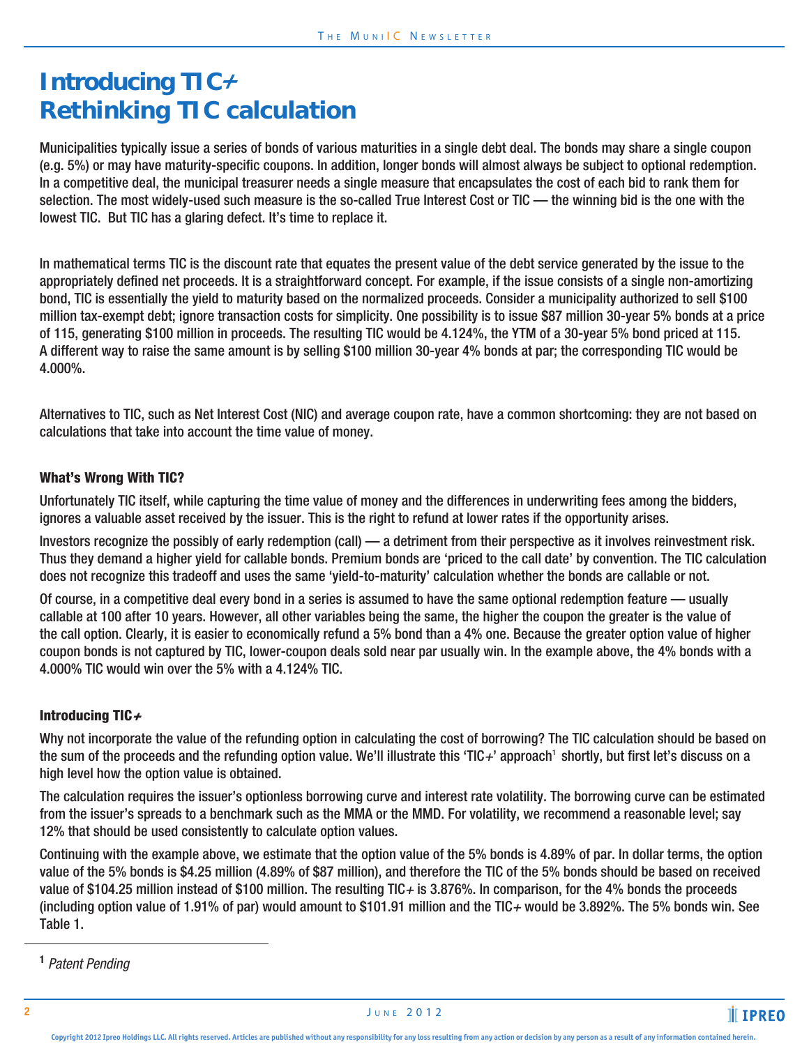# Introducing TIC+
# Rethinking TIC calculation

Municipalities typically issue a series of bonds of various maturities in a single debt deal. The bonds may share a single coupon (e.g. 5%) or may have maturity-specific coupons. In addition, longer bonds will almost always be subject to optional redemption. In a competitive deal, the municipal treasurer needs a single measure that encapsulates the cost of each bid to rank them for selection. The most widely-used such measure is the so-called True Interest Cost or TIC — the winning bid is the one with the lowest TIC. But TIC has a glaring defect. It's time to replace it.

In mathematical terms TIC is the discount rate that equates the present value of the debt service generated by the issue to the appropriately defined net proceeds. It is a straightforward concept. For example, if the issue consists of a single non-amortizing bond, TIC is essentially the yield to maturity based on the normalized proceeds. Consider a municipality authorized to sell $100 million tax-exempt debt; ignore transaction costs for simplicity. One possibility is to issue $87 million 30-year 5% bonds at a price of 115, generating $100 million in proceeds. The resulting TIC would be 4.124%, the YTM of a 30-year 5% bond priced at 115. A different way to raise the same amount is by selling $100 million 30-year 4% bonds at par; the corresponding TIC would be 4.000%.

Alternatives to TIC, such as Net Interest Cost (NIC) and average coupon rate, have a common shortcoming: they are not based on calculations that take into account the time value of money.

### What's Wrong With TIC?

Unfortunately TIC itself, while capturing the time value of money and the differences in underwriting fees among the bidders, ignores a valuable asset received by the issuer. This is the right to refund at lower rates if the opportunity arises.

Investors recognize the possibly of early redemption (call) — a detriment from their perspective as it involves reinvestment risk. Thus they demand a higher yield for callable bonds. Premium bonds are 'priced to the call date' by convention. The TIC calculation does not recognize this tradeoff and uses the same 'yield-to-maturity' calculation whether the bonds are callable or not.

Of course, in a competitive deal every bond in a series is assumed to have the same optional redemption feature — usually callable at 100 after 10 years. However, all other variables being the same, the higher the coupon the greater is the value of the call option. Clearly, it is easier to economically refund a 5% bond than a 4% one. Because the greater option value of higher coupon bonds is not captured by TIC, lower-coupon deals sold near par usually win. In the example above, the 4% bonds with a 4.000% TIC would win over the 5% with a 4.124% TIC.

### Introducing TIC+

Why not incorporate the value of the refunding option in calculating the cost of borrowing? The TIC calculation should be based on the sum of the proceeds and the refunding option value. We'll illustrate this 'TIC+' approach[1] shortly, but first let's discuss on a high level how the option value is obtained.

The calculation requires the issuer's optionless borrowing curve and interest rate volatility. The borrowing curve can be estimated from the issuer's spreads to a benchmark such as the MMA or the MMD. For volatility, we recommend a reasonable level; say 12% that should be used consistently to calculate option values.

Continuing with the example above, we estimate that the option value of the 5% bonds is 4.89% of par. In dollar terms, the option value of the 5% bonds is $4.25 million (4.89% of $87 million), and therefore the TIC of the 5% bonds should be based on received value of $104.25 million instead of $100 million. The resulting TIC+ is 3.876%. In comparison, for the 4% bonds the proceeds (including option value of 1.91% of par) would amount to $101.91 million and the TIC+ would be 3.892%. The 5% bonds win. See Table 1.

[1] *Patent Pending*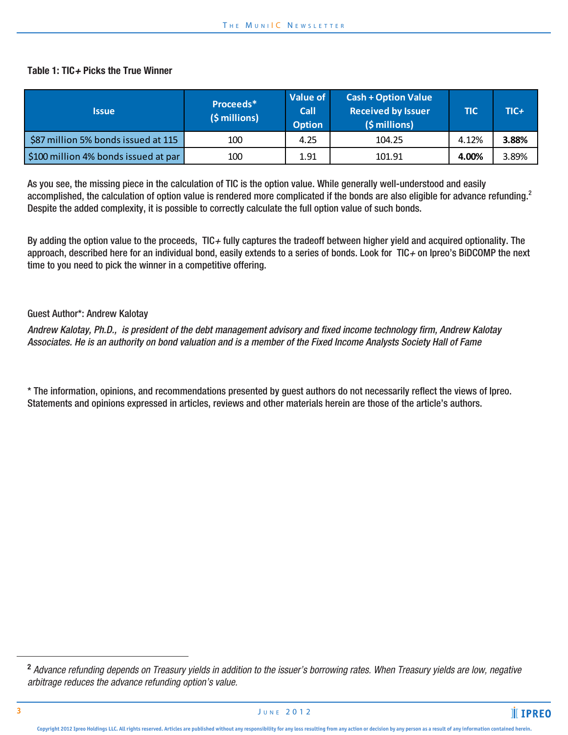**Table 1: TIC+ Picks the True Winner**

| Issue | Proceeds* ($ millions) | Value of Call Option | Cash + Option Value Received by Issuer ($ millions) | TIC | TIC+ |
|---|---|---|---|---|---|
| $87 million 5% bonds issued at 115 | 100 | 4.25 | 104.25 | 4.12% | **3.88%** |
| $100 million 4% bonds issued at par | 100 | 1.91 | 101.91 | **4.00%** | 3.89% |

As you see, the missing piece in the calculation of TIC is the option value. While generally well-understood and easily accomplished, the calculation of option value is rendered more complicated if the bonds are also eligible for advance refunding.[2] Despite the added complexity, it is possible to correctly calculate the full option value of such bonds.

By adding the option value to the proceeds, TIC+ fully captures the tradeoff between higher yield and acquired optionality. The approach, described here for an individual bond, easily extends to a series of bonds. Look for TIC+ on Ipreo's BiDCOMP the next time to you need to pick the winner in a competitive offering.

Guest Author*: Andrew Kalotay

*Andrew Kalotay, Ph.D., is president of the debt management advisory and fixed income technology firm, Andrew Kalotay Associates. He is an authority on bond valuation and is a member of the Fixed Income Analysts Society Hall of Fame*

* The information, opinions, and recommendations presented by guest authors do not necessarily reflect the views of Ipreo. Statements and opinions expressed in articles, reviews and other materials herein are those of the article's authors.

[2] *Advance refunding depends on Treasury yields in addition to the issuer's borrowing rates. When Treasury yields are low, negative arbitrage reduces the advance refunding option's value.*